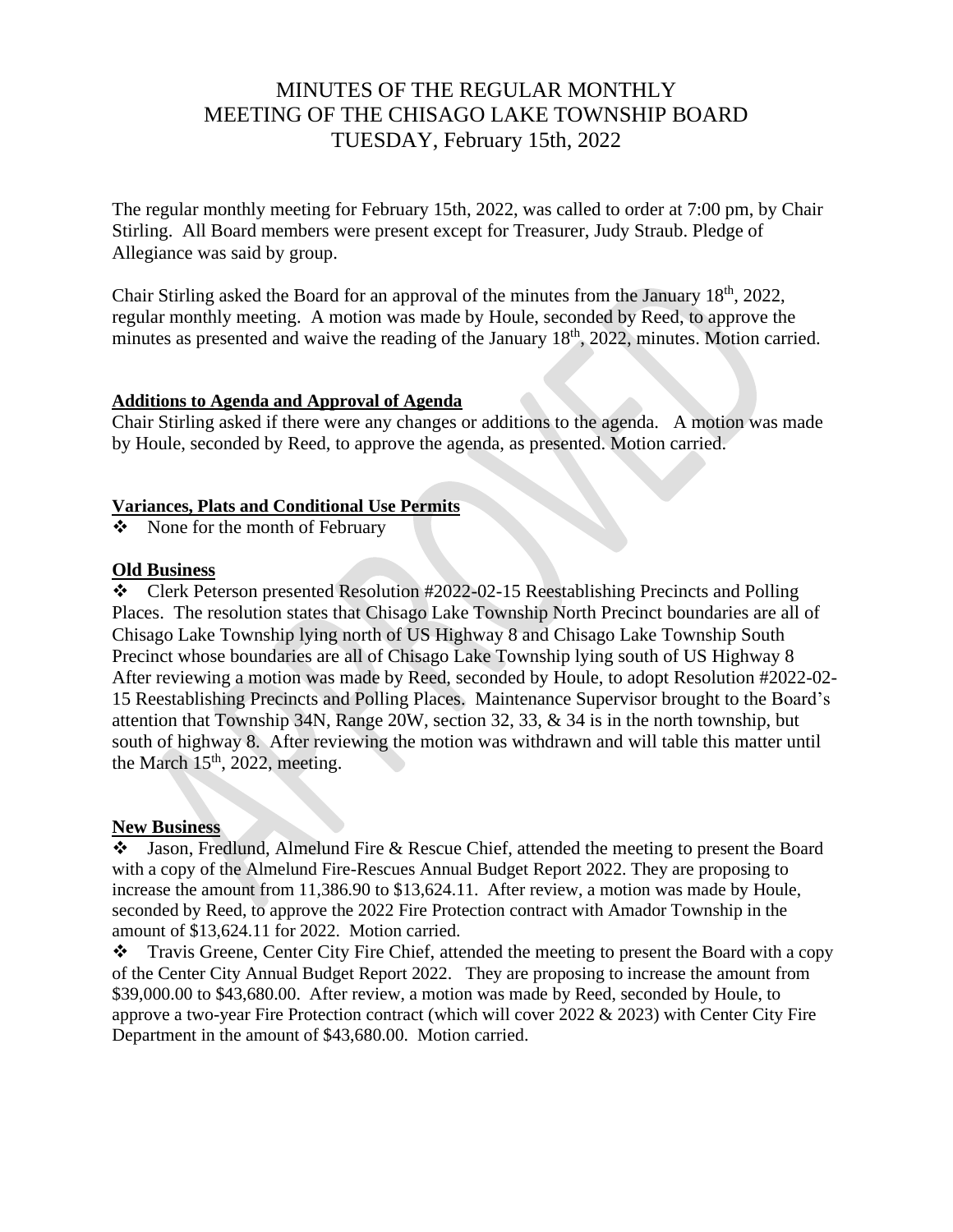# MINUTES OF THE REGULAR MONTHLY MEETING OF THE CHISAGO LAKE TOWNSHIP BOARD TUESDAY, February 15th, 2022

The regular monthly meeting for February 15th, 2022, was called to order at 7:00 pm, by Chair Stirling. All Board members were present except for Treasurer, Judy Straub. Pledge of Allegiance was said by group.

Chair Stirling asked the Board for an approval of the minutes from the January 18th, 2022, regular monthly meeting. A motion was made by Houle, seconded by Reed, to approve the minutes as presented and waive the reading of the January 18th, 2022, minutes. Motion carried.

**Additions to Agenda and Approval of Agenda**

Chair Stirling asked if there were any changes or additions to the agenda. A motion was made by Houle, seconded by Reed, to approve the agenda, as presented. Motion carried.

**Variances, Plats and Conditional Use Permits**

- None for the month of February

**Old Business**

- Clerk Peterson presented Resolution #2022-02-15 Reestablishing Precincts and Polling Places. The resolution states that Chisago Lake Township North Precinct boundaries are all of Chisago Lake Township lying north of US Highway 8 and Chisago Lake Township South Precinct whose boundaries are all of Chisago Lake Township lying south of US Highway 8 After reviewing a motion was made by Reed, seconded by Houle, to adopt Resolution #2022-02-15 Reestablishing Precincts and Polling Places. Maintenance Supervisor brought to the Board's attention that Township 34N, Range 20W, section 32, 33, & 34 is in the north township, but south of highway 8. After reviewing the motion was withdrawn and will table this matter until the March 15th, 2022, meeting.

**New Business**

- Jason, Fredlund, Almelund Fire & Rescue Chief, attended the meeting to present the Board with a copy of the Almelund Fire-Rescues Annual Budget Report 2022. They are proposing to increase the amount from 11,386.90 to $13,624.11. After review, a motion was made by Houle, seconded by Reed, to approve the 2022 Fire Protection contract with Amador Township in the amount of $13,624.11 for 2022. Motion carried.
- Travis Greene, Center City Fire Chief, attended the meeting to present the Board with a copy of the Center City Annual Budget Report 2022. They are proposing to increase the amount from $39,000.00 to $43,680.00. After review, a motion was made by Reed, seconded by Houle, to approve a two-year Fire Protection contract (which will cover 2022 & 2023) with Center City Fire Department in the amount of $43,680.00. Motion carried.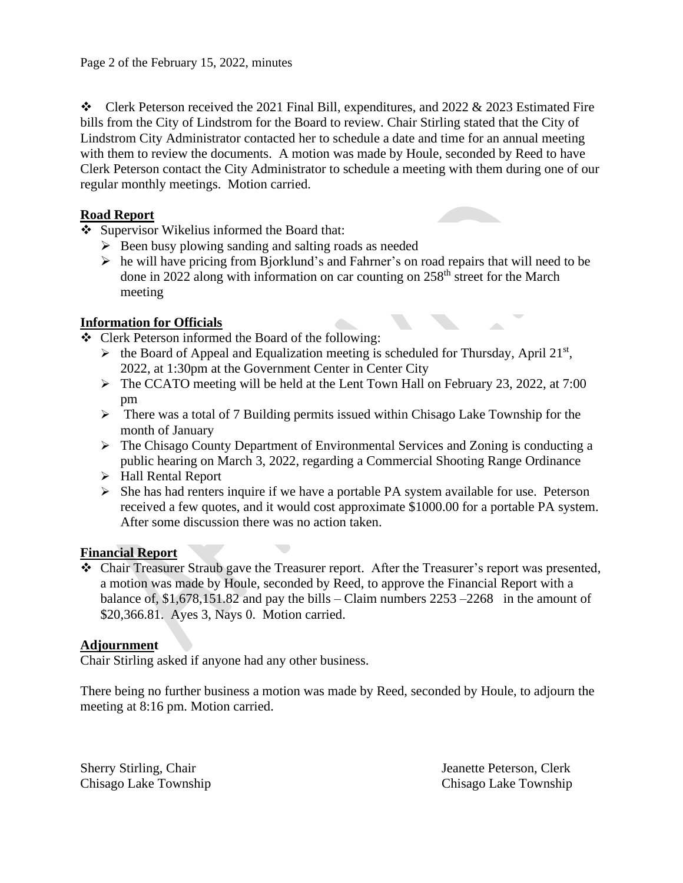❖ Clerk Peterson received the 2021 Final Bill, expenditures, and 2022 & 2023 Estimated Fire bills from the City of Lindstrom for the Board to review. Chair Stirling stated that the City of Lindstrom City Administrator contacted her to schedule a date and time for an annual meeting with them to review the documents. A motion was made by Houle, seconded by Reed to have Clerk Peterson contact the City Administrator to schedule a meeting with them during one of our regular monthly meetings. Motion carried.

**Road Report**

- ❖ Supervisor Wikelius informed the Board that:
  - ➢ Been busy plowing sanding and salting roads as needed
  - ➢ he will have pricing from Bjorklund's and Fahrner's on road repairs that will need to be done in 2022 along with information on car counting on 258th street for the March meeting

**Information for Officials**

- ❖ Clerk Peterson informed the Board of the following:
  - ➢ the Board of Appeal and Equalization meeting is scheduled for Thursday, April 21st, 2022, at 1:30pm at the Government Center in Center City
  - ➢ The CCATO meeting will be held at the Lent Town Hall on February 23, 2022, at 7:00 pm
  - ➢ There was a total of 7 Building permits issued within Chisago Lake Township for the month of January
  - ➢ The Chisago County Department of Environmental Services and Zoning is conducting a public hearing on March 3, 2022, regarding a Commercial Shooting Range Ordinance
  - ➢ Hall Rental Report
  - ➢ She has had renters inquire if we have a portable PA system available for use. Peterson received a few quotes, and it would cost approximate $1000.00 for a portable PA system. After some discussion there was no action taken.

**Financial Report**

- ❖ Chair Treasurer Straub gave the Treasurer report. After the Treasurer's report was presented, a motion was made by Houle, seconded by Reed, to approve the Financial Report with a balance of, $1,678,151.82 and pay the bills – Claim numbers 2253 –2268 in the amount of $20,366.81. Ayes 3, Nays 0. Motion carried.

**Adjournment**

Chair Stirling asked if anyone had any other business.

There being no further business a motion was made by Reed, seconded by Houle, to adjourn the meeting at 8:16 pm. Motion carried.

Sherry Stirling, Chair
Chisago Lake Township

Jeanette Peterson, Clerk
Chisago Lake Township